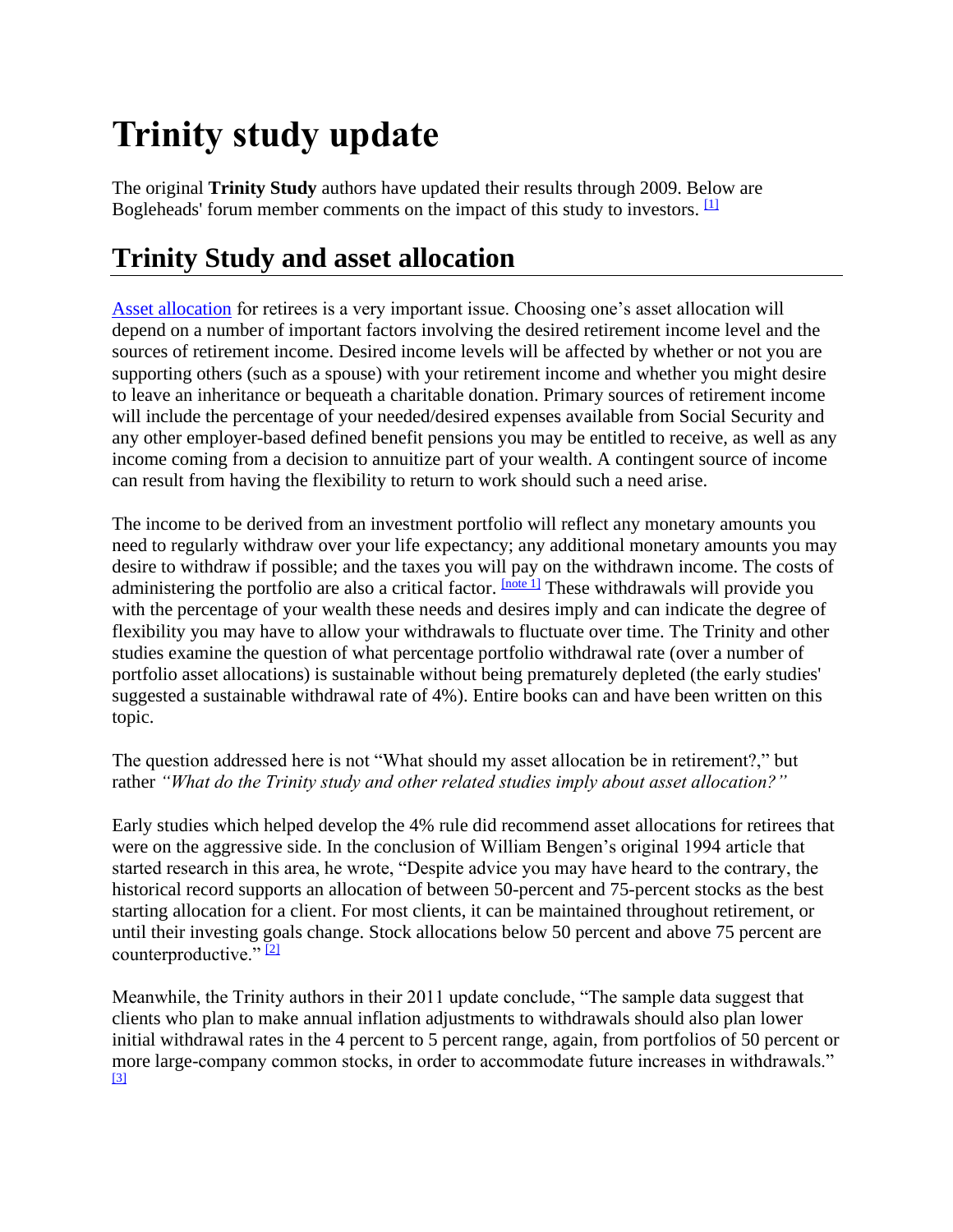# Trinity study update

The original **Trinity Study** authors have updated their results through 2009. Below are Bogleheads' forum member comments on the impact of this study to investors. [1]

## Trinity Study and asset allocation

Asset allocation for retirees is a very important issue. Choosing one's asset allocation will depend on a number of important factors involving the desired retirement income level and the sources of retirement income. Desired income levels will be affected by whether or not you are supporting others (such as a spouse) with your retirement income and whether you might desire to leave an inheritance or bequeath a charitable donation. Primary sources of retirement income will include the percentage of your needed/desired expenses available from Social Security and any other employer-based defined benefit pensions you may be entitled to receive, as well as any income coming from a decision to annuitize part of your wealth. A contingent source of income can result from having the flexibility to return to work should such a need arise.

The income to be derived from an investment portfolio will reflect any monetary amounts you need to regularly withdraw over your life expectancy; any additional monetary amounts you may desire to withdraw if possible; and the taxes you will pay on the withdrawn income. The costs of administering the portfolio are also a critical factor. [note 1] These withdrawals will provide you with the percentage of your wealth these needs and desires imply and can indicate the degree of flexibility you may have to allow your withdrawals to fluctuate over time. The Trinity and other studies examine the question of what percentage portfolio withdrawal rate (over a number of portfolio asset allocations) is sustainable without being prematurely depleted (the early studies' suggested a sustainable withdrawal rate of 4%). Entire books can and have been written on this topic.

The question addressed here is not "What should my asset allocation be in retirement?," but rather *"What do the Trinity study and other related studies imply about asset allocation?"*

Early studies which helped develop the 4% rule did recommend asset allocations for retirees that were on the aggressive side. In the conclusion of William Bengen's original 1994 article that started research in this area, he wrote, "Despite advice you may have heard to the contrary, the historical record supports an allocation of between 50-percent and 75-percent stocks as the best starting allocation for a client. For most clients, it can be maintained throughout retirement, or until their investing goals change. Stock allocations below 50 percent and above 75 percent are counterproductive." [2]

Meanwhile, the Trinity authors in their 2011 update conclude, "The sample data suggest that clients who plan to make annual inflation adjustments to withdrawals should also plan lower initial withdrawal rates in the 4 percent to 5 percent range, again, from portfolios of 50 percent or more large-company common stocks, in order to accommodate future increases in withdrawals." [3]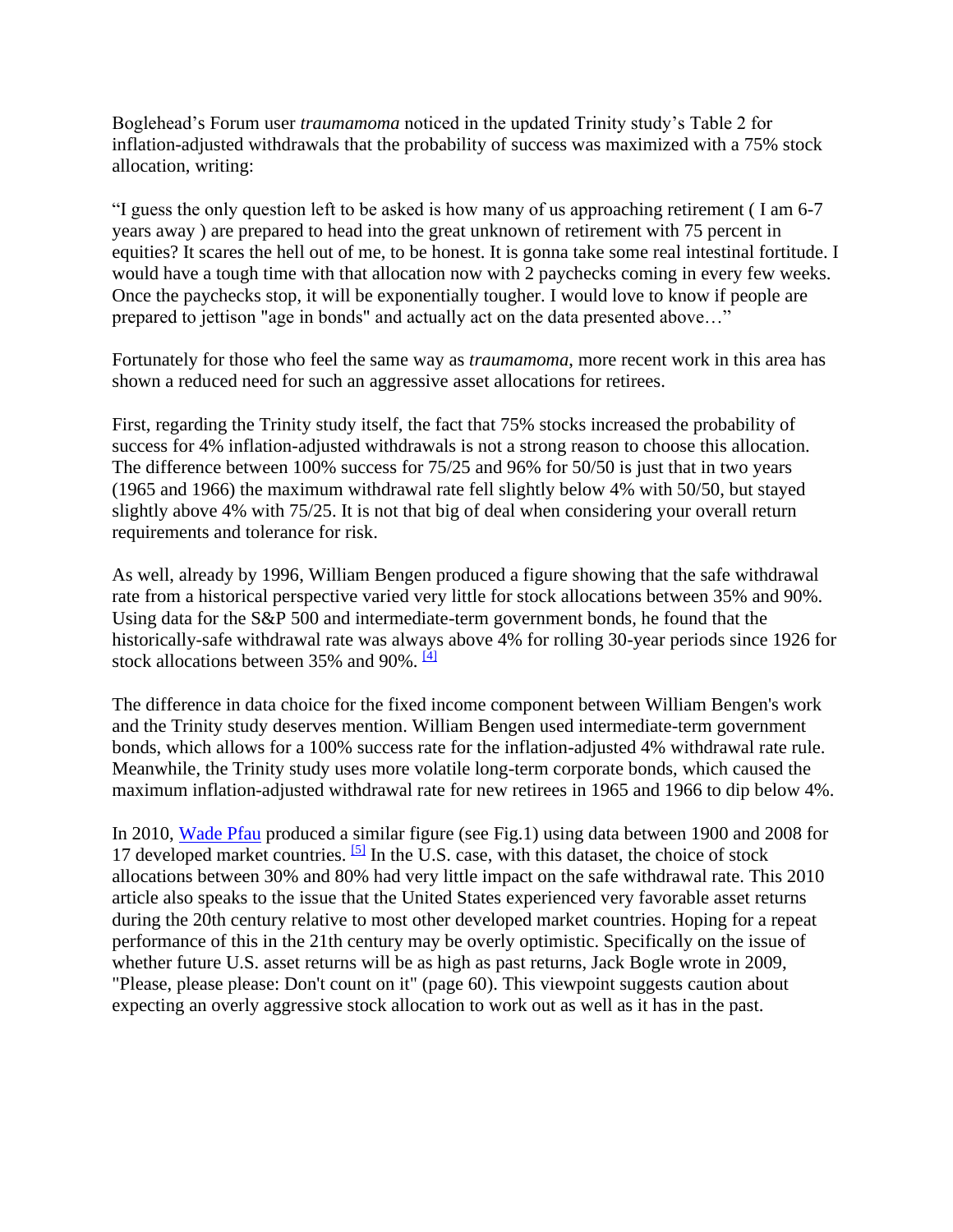Boglehead's Forum user *traumamoma* noticed in the updated Trinity study's Table 2 for inflation-adjusted withdrawals that the probability of success was maximized with a 75% stock allocation, writing:

"I guess the only question left to be asked is how many of us approaching retirement ( I am 6-7 years away ) are prepared to head into the great unknown of retirement with 75 percent in equities? It scares the hell out of me, to be honest. It is gonna take some real intestinal fortitude. I would have a tough time with that allocation now with 2 paychecks coming in every few weeks. Once the paychecks stop, it will be exponentially tougher. I would love to know if people are prepared to jettison "age in bonds" and actually act on the data presented above…"

Fortunately for those who feel the same way as *traumamoma*, more recent work in this area has shown a reduced need for such an aggressive asset allocations for retirees.

First, regarding the Trinity study itself, the fact that 75% stocks increased the probability of success for 4% inflation-adjusted withdrawals is not a strong reason to choose this allocation. The difference between 100% success for 75/25 and 96% for 50/50 is just that in two years (1965 and 1966) the maximum withdrawal rate fell slightly below 4% with 50/50, but stayed slightly above 4% with 75/25. It is not that big of deal when considering your overall return requirements and tolerance for risk.

As well, already by 1996, William Bengen produced a figure showing that the safe withdrawal rate from a historical perspective varied very little for stock allocations between 35% and 90%. Using data for the S&P 500 and intermediate-term government bonds, he found that the historically-safe withdrawal rate was always above 4% for rolling 30-year periods since 1926 for stock allocations between 35% and 90%. [4]

The difference in data choice for the fixed income component between William Bengen's work and the Trinity study deserves mention. William Bengen used intermediate-term government bonds, which allows for a 100% success rate for the inflation-adjusted 4% withdrawal rate rule. Meanwhile, the Trinity study uses more volatile long-term corporate bonds, which caused the maximum inflation-adjusted withdrawal rate for new retirees in 1965 and 1966 to dip below 4%.

In 2010, Wade Pfau produced a similar figure (see Fig.1) using data between 1900 and 2008 for 17 developed market countries. [5] In the U.S. case, with this dataset, the choice of stock allocations between 30% and 80% had very little impact on the safe withdrawal rate. This 2010 article also speaks to the issue that the United States experienced very favorable asset returns during the 20th century relative to most other developed market countries. Hoping for a repeat performance of this in the 21th century may be overly optimistic. Specifically on the issue of whether future U.S. asset returns will be as high as past returns, Jack Bogle wrote in 2009, "Please, please please: Don't count on it" (page 60). This viewpoint suggests caution about expecting an overly aggressive stock allocation to work out as well as it has in the past.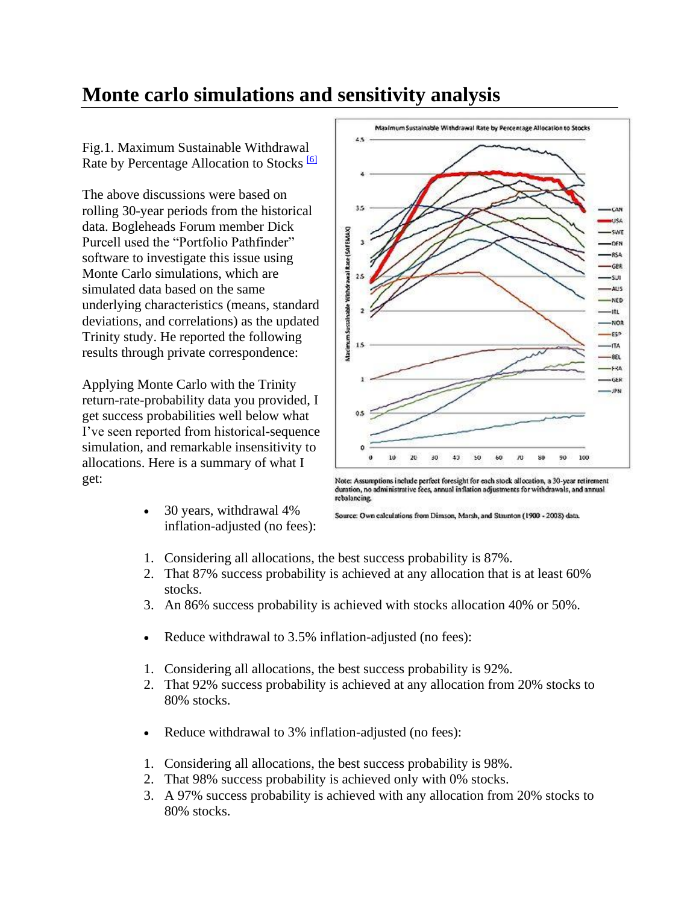# Monte carlo simulations and sensitivity analysis

Fig.1. Maximum Sustainable Withdrawal Rate by Percentage Allocation to Stocks [6]

Note: Assumptions include perfect foresight for each stock allocation, a 30-year retirement duration, no administrative fees, annual inflation adjustments for withdrawals, and annual rebalancing.

Source: Own calculations from Dimson, Marsh, and Staunton (1900 - 2008) data.

The above discussions were based on rolling 30-year periods from the historical data. Bogleheads Forum member Dick Purcell used the "Portfolio Pathfinder" software to investigate this issue using Monte Carlo simulations, which are simulated data based on the same underlying characteristics (means, standard deviations, and correlations) as the updated Trinity study. He reported the following results through private correspondence:

Applying Monte Carlo with the Trinity return-rate-probability data you provided, I get success probabilities well below what I've seen reported from historical-sequence simulation, and remarkable insensitivity to allocations. Here is a summary of what I get:

- 30 years, withdrawal 4% inflation-adjusted (no fees):

1. Considering all allocations, the best success probability is 87%.
2. That 87% success probability is achieved at any allocation that is at least 60% stocks.
3. An 86% success probability is achieved with stocks allocation 40% or 50%.

- Reduce withdrawal to 3.5% inflation-adjusted (no fees):

1. Considering all allocations, the best success probability is 92%.
2. That 92% success probability is achieved at any allocation from 20% stocks to 80% stocks.

- Reduce withdrawal to 3% inflation-adjusted (no fees):

1. Considering all allocations, the best success probability is 98%.
2. That 98% success probability is achieved only with 0% stocks.
3. A 97% success probability is achieved with any allocation from 20% stocks to 80% stocks.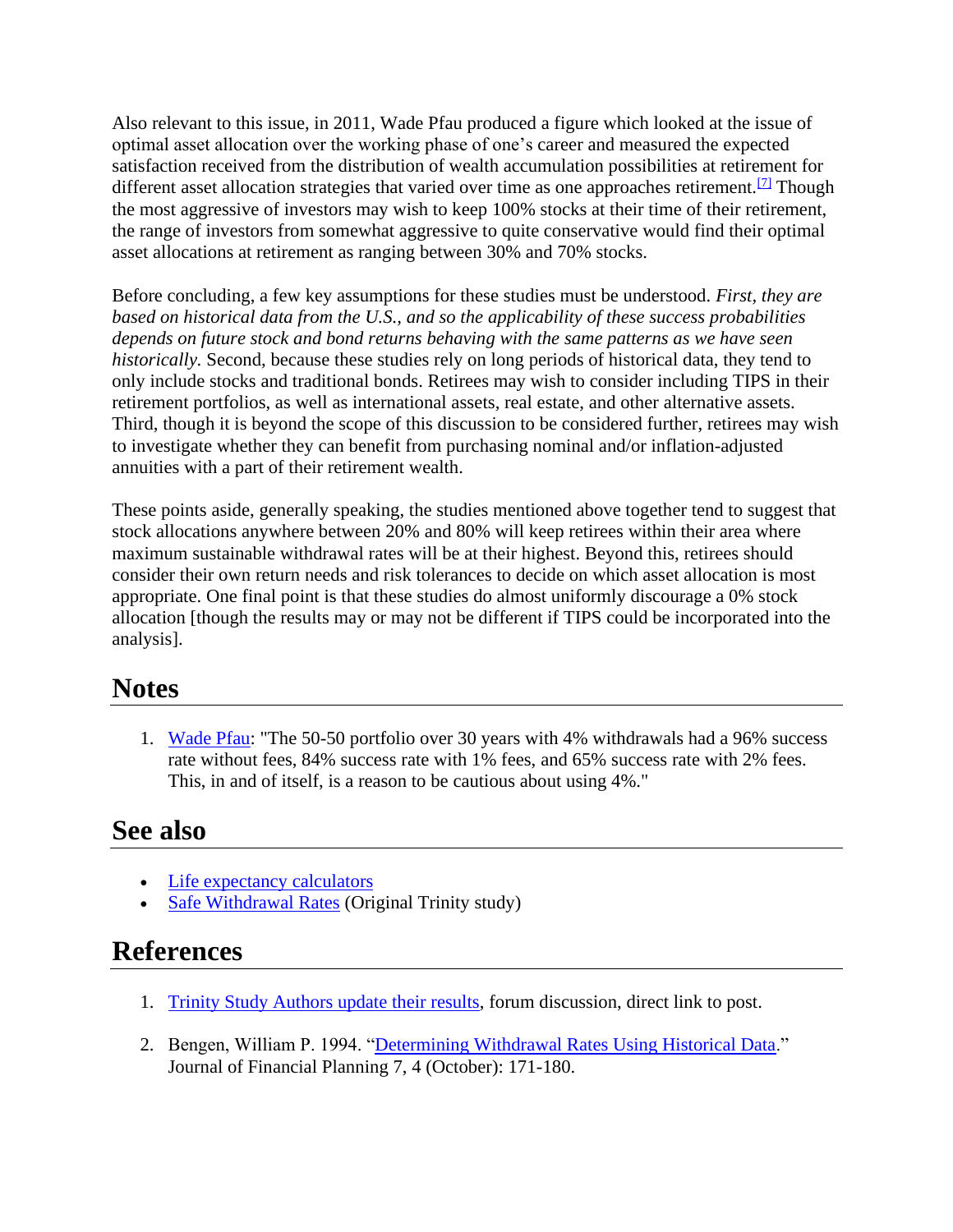Also relevant to this issue, in 2011, Wade Pfau produced a figure which looked at the issue of optimal asset allocation over the working phase of one's career and measured the expected satisfaction received from the distribution of wealth accumulation possibilities at retirement for different asset allocation strategies that varied over time as one approaches retirement.[7] Though the most aggressive of investors may wish to keep 100% stocks at their time of their retirement, the range of investors from somewhat aggressive to quite conservative would find their optimal asset allocations at retirement as ranging between 30% and 70% stocks.

Before concluding, a few key assumptions for these studies must be understood. *First, they are based on historical data from the U.S., and so the applicability of these success probabilities depends on future stock and bond returns behaving with the same patterns as we have seen historically.* Second, because these studies rely on long periods of historical data, they tend to only include stocks and traditional bonds. Retirees may wish to consider including TIPS in their retirement portfolios, as well as international assets, real estate, and other alternative assets. Third, though it is beyond the scope of this discussion to be considered further, retirees may wish to investigate whether they can benefit from purchasing nominal and/or inflation-adjusted annuities with a part of their retirement wealth.

These points aside, generally speaking, the studies mentioned above together tend to suggest that stock allocations anywhere between 20% and 80% will keep retirees within their area where maximum sustainable withdrawal rates will be at their highest. Beyond this, retirees should consider their own return needs and risk tolerances to decide on which asset allocation is most appropriate. One final point is that these studies do almost uniformly discourage a 0% stock allocation [though the results may or may not be different if TIPS could be incorporated into the analysis].

## Notes

1. Wade Pfau: "The 50-50 portfolio over 30 years with 4% withdrawals had a 96% success rate without fees, 84% success rate with 1% fees, and 65% success rate with 2% fees. This, in and of itself, is a reason to be cautious about using 4%."

## See also

- Life expectancy calculators
- Safe Withdrawal Rates (Original Trinity study)

## References

1. Trinity Study Authors update their results, forum discussion, direct link to post.
2. Bengen, William P. 1994. "Determining Withdrawal Rates Using Historical Data." Journal of Financial Planning 7, 4 (October): 171-180.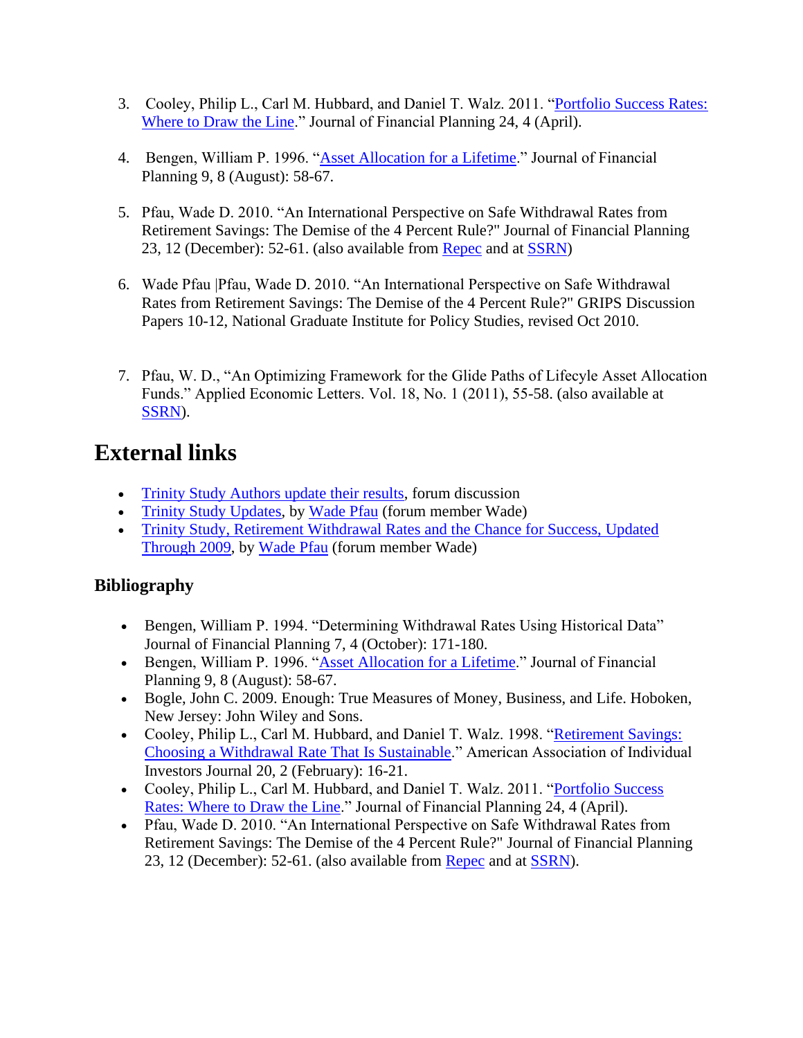3. Cooley, Philip L., Carl M. Hubbard, and Daniel T. Walz. 2011. "Portfolio Success Rates: Where to Draw the Line." Journal of Financial Planning 24, 4 (April).

4. Bengen, William P. 1996. "Asset Allocation for a Lifetime." Journal of Financial Planning 9, 8 (August): 58-67.

5. Pfau, Wade D. 2010. "An International Perspective on Safe Withdrawal Rates from Retirement Savings: The Demise of the 4 Percent Rule?" Journal of Financial Planning 23, 12 (December): 52-61. (also available from Repec and at SSRN)

6. Wade Pfau |Pfau, Wade D. 2010. "An International Perspective on Safe Withdrawal Rates from Retirement Savings: The Demise of the 4 Percent Rule?" GRIPS Discussion Papers 10-12, National Graduate Institute for Policy Studies, revised Oct 2010.

7. Pfau, W. D., "An Optimizing Framework for the Glide Paths of Lifecycle Asset Allocation Funds." Applied Economic Letters. Vol. 18, No. 1 (2011), 55-58. (also available at SSRN).

# External links

- Trinity Study Authors update their results, forum discussion
- Trinity Study Updates, by Wade Pfau (forum member Wade)
- Trinity Study, Retirement Withdrawal Rates and the Chance for Success, Updated Through 2009, by Wade Pfau (forum member Wade)

## Bibliography

- Bengen, William P. 1994. "Determining Withdrawal Rates Using Historical Data" Journal of Financial Planning 7, 4 (October): 171-180.
- Bengen, William P. 1996. "Asset Allocation for a Lifetime." Journal of Financial Planning 9, 8 (August): 58-67.
- Bogle, John C. 2009. Enough: True Measures of Money, Business, and Life. Hoboken, New Jersey: John Wiley and Sons.
- Cooley, Philip L., Carl M. Hubbard, and Daniel T. Walz. 1998. "Retirement Savings: Choosing a Withdrawal Rate That Is Sustainable." American Association of Individual Investors Journal 20, 2 (February): 16-21.
- Cooley, Philip L., Carl M. Hubbard, and Daniel T. Walz. 2011. "Portfolio Success Rates: Where to Draw the Line." Journal of Financial Planning 24, 4 (April).
- Pfau, Wade D. 2010. "An International Perspective on Safe Withdrawal Rates from Retirement Savings: The Demise of the 4 Percent Rule?" Journal of Financial Planning 23, 12 (December): 52-61. (also available from Repec and at SSRN).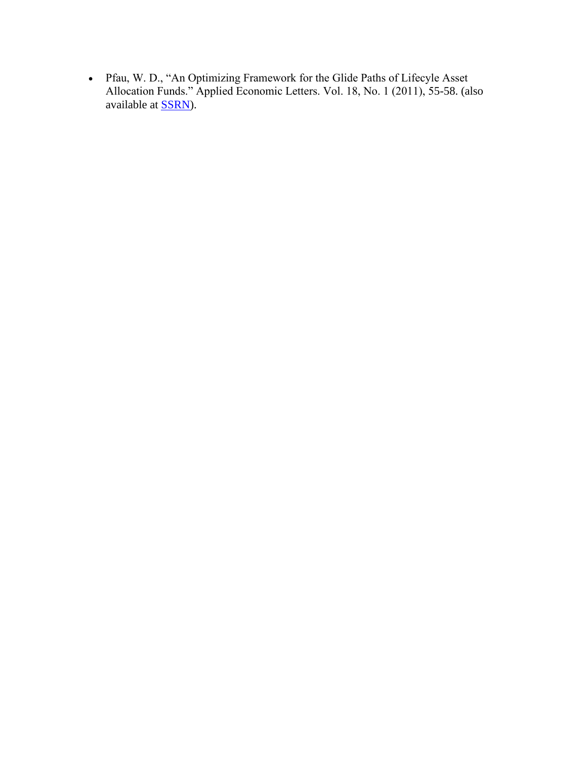- Pfau, W. D., "An Optimizing Framework for the Glide Paths of Lifecyle Asset Allocation Funds." Applied Economic Letters. Vol. 18, No. 1 (2011), 55-58. (also available at SSRN).